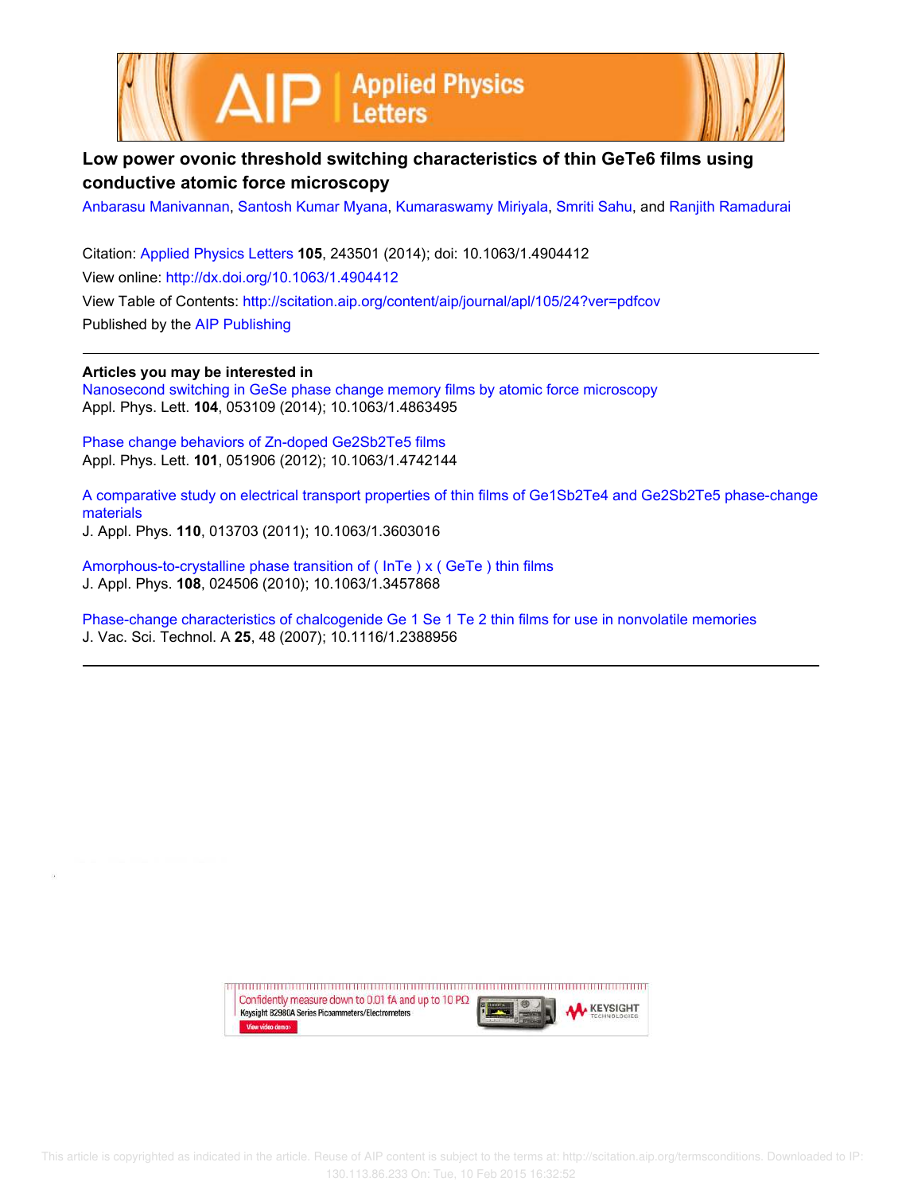# Low power ovonic threshold switching characteristics of thin GeTe6 films using conductive atomic force microscopy

Anbarasu Manivannan, Santosh Kumar Myana, Kumaraswamy Miriyala, Smriti Sahu, and Ranjith Ramadurai

Citation: Applied Physics Letters **105**, 243501 (2014); doi: 10.1063/1.4904412

View online: http://dx.doi.org/10.1063/1.4904412

View Table of Contents: http://scitation.aip.org/content/aip/journal/apl/105/24?ver=pdfcov

Published by the AIP Publishing

---

**Articles you may be interested in**

Nanosecond switching in GeSe phase change memory films by atomic force microscopy
Appl. Phys. Lett. **104**, 053109 (2014); 10.1063/1.4863495

Phase change behaviors of Zn-doped Ge2Sb2Te5 films
Appl. Phys. Lett. **101**, 051906 (2012); 10.1063/1.4742144

A comparative study on electrical transport properties of thin films of Ge1Sb2Te4 and Ge2Sb2Te5 phase-change materials
J. Appl. Phys. **110**, 013703 (2011); 10.1063/1.3603016

Amorphous-to-crystalline phase transition of ( InTe ) x ( GeTe ) thin films
J. Appl. Phys. **108**, 024506 (2010); 10.1063/1.3457868

Phase-change characteristics of chalcogenide Ge 1 Se 1 Te 2 thin films for use in nonvolatile memories
J. Vac. Sci. Technol. A **25**, 48 (2007); 10.1116/1.2388956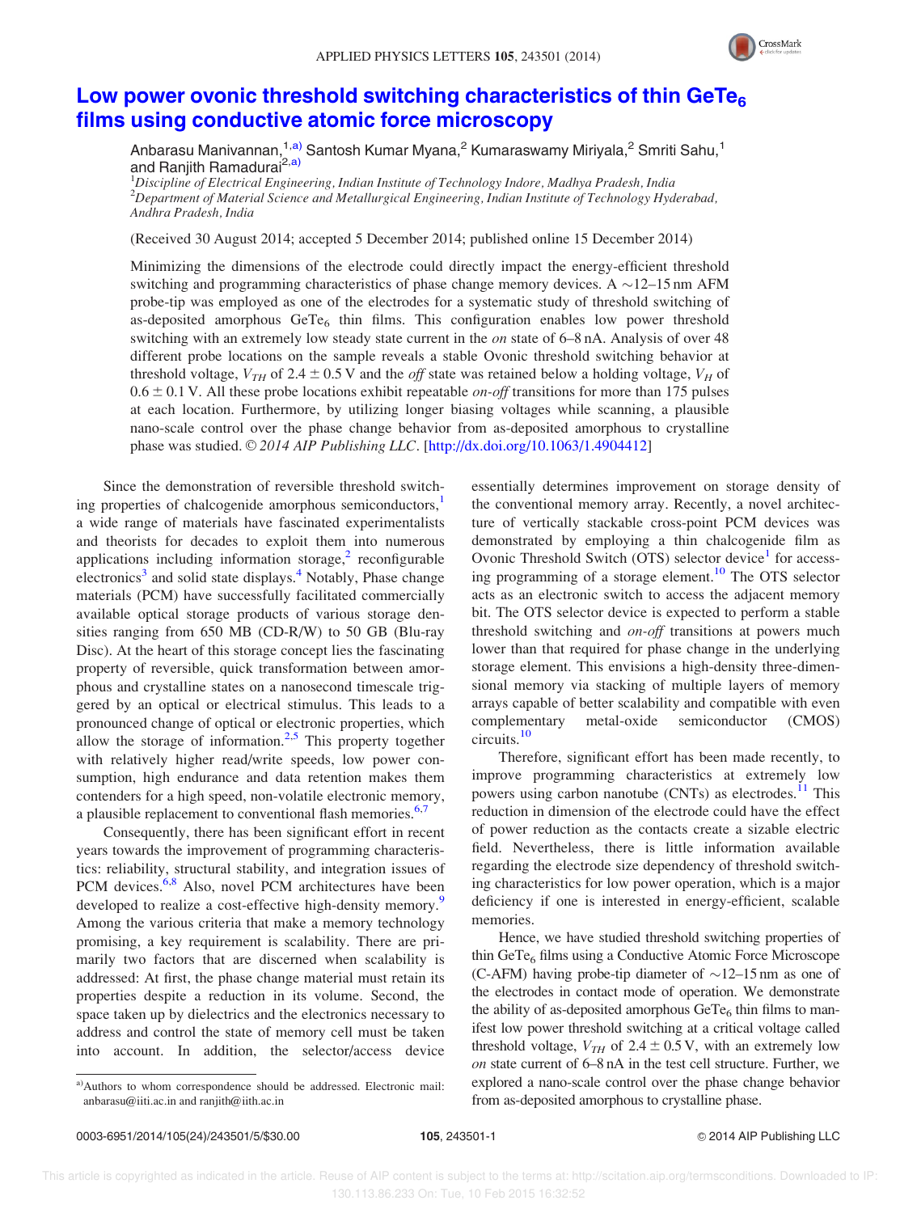# Low power ovonic threshold switching characteristics of thin $GeTe_6$ films using conductive atomic force microscopy

Anbarasu Manivannan,[1,a)] Santosh Kumar Myana,[2] Kumaraswamy Miriyala,[2] Smriti Sahu,[1] and Ranjith Ramadurai[2,a)]

[1]*Discipline of Electrical Engineering, Indian Institute of Technology Indore, Madhya Pradesh, India*
[2]*Department of Material Science and Metallurgical Engineering, Indian Institute of Technology Hyderabad, Andhra Pradesh, India*

(Received 30 August 2014; accepted 5 December 2014; published online 15 December 2014)

Minimizing the dimensions of the electrode could directly impact the energy-efficient threshold switching and programming characteristics of phase change memory devices. A ~12–15 nm AFM probe-tip was employed as one of the electrodes for a systematic study of threshold switching of as-deposited amorphous $GeTe_6$ thin films. This configuration enables low power threshold switching with an extremely low steady state current in the *on* state of 6–8 nA. Analysis of over 48 different probe locations on the sample reveals a stable Ovonic threshold switching behavior at threshold voltage, $V_{TH}$ of $2.4 \pm 0.5$ V and the *off* state was retained below a holding voltage, $V_H$ of $0.6 \pm 0.1$ V. All these probe locations exhibit repeatable *on-off* transitions for more than 175 pulses at each location. Furthermore, by utilizing longer biasing voltages while scanning, a plausible nano-scale control over the phase change behavior from as-deposited amorphous to crystalline phase was studied. © *2014 AIP Publishing LLC*. [http://dx.doi.org/10.1063/1.4904412]

Since the demonstration of reversible threshold switching properties of chalcogenide amorphous semiconductors,[1] a wide range of materials have fascinated experimentalists and theorists for decades to exploit them into numerous applications including information storage,[2] reconfigurable electronics[3] and solid state displays.[4] Notably, Phase change materials (PCM) have successfully facilitated commercially available optical storage products of various storage densities ranging from 650 MB (CD-R/W) to 50 GB (Blu-ray Disc). At the heart of this storage concept lies the fascinating property of reversible, quick transformation between amorphous and crystalline states on a nanosecond timescale triggered by an optical or electrical stimulus. This leads to a pronounced change of optical or electronic properties, which allow the storage of information.[2,5] This property together with relatively higher read/write speeds, low power consumption, high endurance and data retention makes them contenders for a high speed, non-volatile electronic memory, a plausible replacement to conventional flash memories.[6,7]

Consequently, there has been significant effort in recent years towards the improvement of programming characteristics: reliability, structural stability, and integration issues of PCM devices.[6,8] Also, novel PCM architectures have been developed to realize a cost-effective high-density memory.[9] Among the various criteria that make a memory technology promising, a key requirement is scalability. There are primarily two factors that are discerned when scalability is addressed: At first, the phase change material must retain its properties despite a reduction in its volume. Second, the space taken up by dielectrics and the electronics necessary to address and control the state of memory cell must be taken into account. In addition, the selector/access device essentially determines improvement on storage density of the conventional memory array. Recently, a novel architecture of vertically stackable cross-point PCM devices was demonstrated by employing a thin chalcogenide film as Ovonic Threshold Switch (OTS) selector device[1] for accessing programming of a storage element.[10] The OTS selector acts as an electronic switch to access the adjacent memory bit. The OTS selector device is expected to perform a stable threshold switching and *on-off* transitions at powers much lower than that required for phase change in the underlying storage element. This envisions a high-density three-dimensional memory via stacking of multiple layers of memory arrays capable of better scalability and compatible with even complementary metal-oxide semiconductor (CMOS) circuits.[10]

Therefore, significant effort has been made recently, to improve programming characteristics at extremely low powers using carbon nanotube (CNTs) as electrodes.[11] This reduction in dimension of the electrode could have the effect of power reduction as the contacts create a sizable electric field. Nevertheless, there is little information available regarding the electrode size dependency of threshold switching characteristics for low power operation, which is a major deficiency if one is interested in energy-efficient, scalable memories.

Hence, we have studied threshold switching properties of thin $GeTe_6$ films using a Conductive Atomic Force Microscope (C-AFM) having probe-tip diameter of ~12–15 nm as one of the electrodes in contact mode of operation. We demonstrate the ability of as-deposited amorphous $GeTe_6$ thin films to manifest low power threshold switching at a critical voltage called threshold voltage, $V_{TH}$ of $2.4 \pm 0.5$ V, with an extremely low *on* state current of 6–8 nA in the test cell structure. Further, we explored a nano-scale control over the phase change behavior from as-deposited amorphous to crystalline phase.

a)Authors to whom correspondence should be addressed. Electronic mail: anbarasu@iiti.ac.in and ranjith@iith.ac.in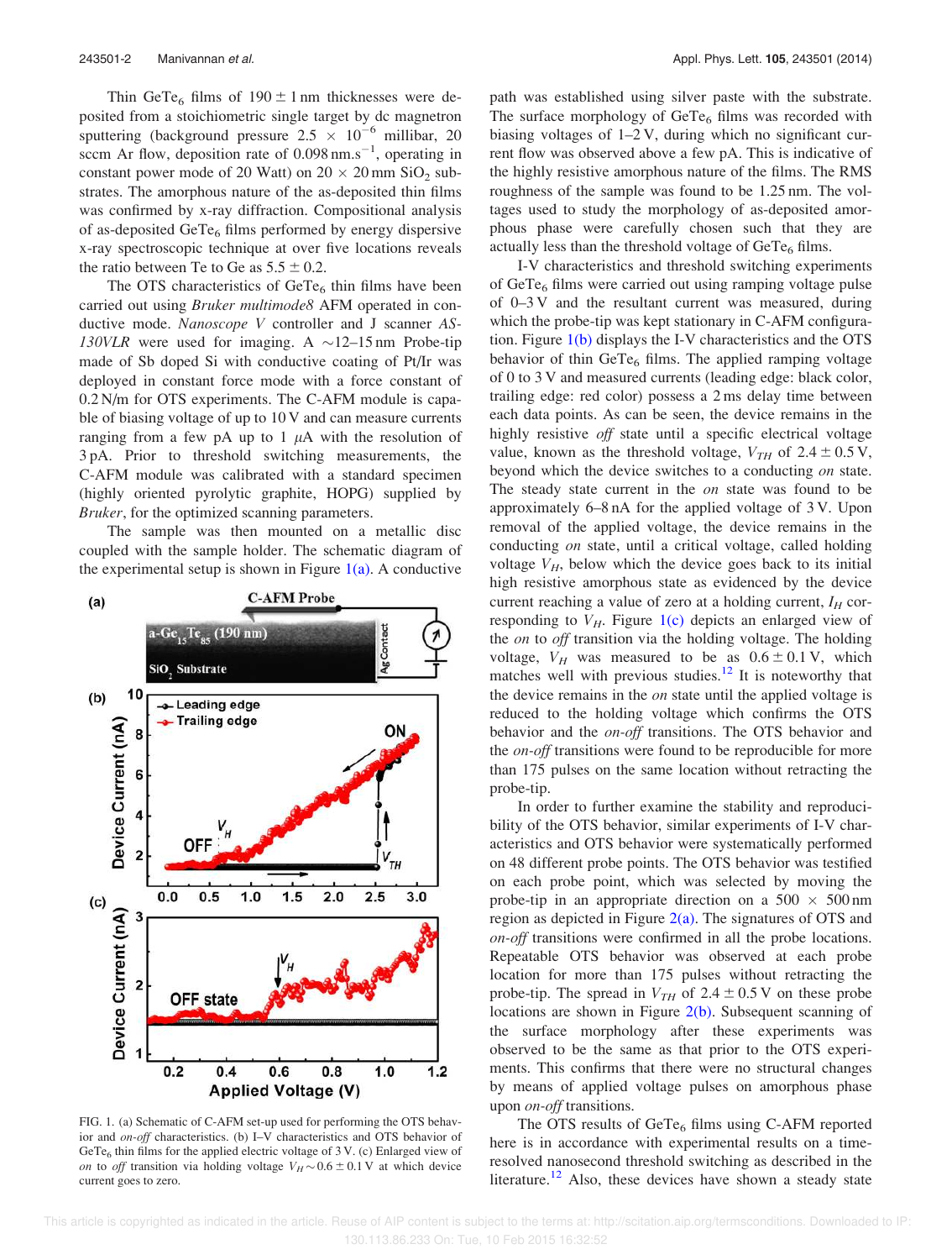Thin $GeTe_6$ films of $190 \pm 1$ nm thicknesses were deposited from a stoichiometric single target by dc magnetron sputtering (background pressure $2.5 \times 10^{-6}$ millibar, 20 sccm Ar flow, deposition rate of 0.098 $nm.s^{-1}$, operating in constant power mode of 20 Watt) on $20 \times 20$ mm $SiO_2$ substrates. The amorphous nature of the as-deposited thin films was confirmed by x-ray diffraction. Compositional analysis of as-deposited $GeTe_6$ films performed by energy dispersive x-ray spectroscopic technique at over five locations reveals the ratio between Te to Ge as $5.5 \pm 0.2$.

The OTS characteristics of $GeTe_6$ thin films have been carried out using *Bruker multimode8* AFM operated in conductive mode. *Nanoscope V* controller and J scanner *AS-130VLR* were used for imaging. A ~12–15 nm Probe-tip made of Sb doped Si with conductive coating of Pt/Ir was deployed in constant force mode with a force constant of 0.2 N/m for OTS experiments. The C-AFM module is capable of biasing voltage of up to 10 V and can measure currents ranging from a few pA up to 1 $\mu$A with the resolution of 3 pA. Prior to threshold switching measurements, the C-AFM module was calibrated with a standard specimen (highly oriented pyrolytic graphite, HOPG) supplied by *Bruker*, for the optimized scanning parameters.

The sample was then mounted on a metallic disc coupled with the sample holder. The schematic diagram of the experimental setup is shown in Figure 1(a). A conductive path was established using silver paste with the substrate. The surface morphology of $GeTe_6$ films was recorded with biasing voltages of 1–2 V, during which no significant current flow was observed above a few pA. This is indicative of the highly resistive amorphous nature of the films. The RMS roughness of the sample was found to be 1.25 nm. The voltages used to study the morphology of as-deposited amorphous phase were carefully chosen such that they are actually less than the threshold voltage of $GeTe_6$ films.

FIG. 1. (a) Schematic of C-AFM set-up used for performing the OTS behavior and *on-off* characteristics. (b) I–V characteristics and OTS behavior of $GeTe_6$ thin films for the applied electric voltage of 3 V. (c) Enlarged view of *on* to *off* transition via holding voltage $V_H \sim 0.6 \pm 0.1$ V at which device current goes to zero.

I-V characteristics and threshold switching experiments of $GeTe_6$ films were carried out using ramping voltage pulse of 0–3 V and the resultant current was measured, during which the probe-tip was kept stationary in C-AFM configuration. Figure 1(b) displays the I-V characteristics and the OTS behavior of thin $GeTe_6$ films. The applied ramping voltage of 0 to 3 V and measured currents (leading edge: black color, trailing edge: red color) possess a 2 ms delay time between each data points. As can be seen, the device remains in the highly resistive *off* state until a specific electrical voltage value, known as the threshold voltage, $V_{TH}$ of $2.4 \pm 0.5$ V, beyond which the device switches to a conducting *on* state. The steady state current in the *on* state was found to be approximately 6–8 nA for the applied voltage of 3 V. Upon removal of the applied voltage, the device remains in the conducting *on* state, until a critical voltage, called holding voltage $V_H$, below which the device goes back to its initial high resistive amorphous state as evidenced by the device current reaching a value of zero at a holding current, $I_H$ corresponding to $V_H$. Figure 1(c) depicts an enlarged view of the *on* to *off* transition via the holding voltage. The holding voltage, $V_H$ was measured to be as $0.6 \pm 0.1$ V, which matches well with previous studies.[12] It is noteworthy that the device remains in the *on* state until the applied voltage is reduced to the holding voltage which confirms the OTS behavior and the *on-off* transitions. The OTS behavior and the *on-off* transitions were found to be reproducible for more than 175 pulses on the same location without retracting the probe-tip.

In order to further examine the stability and reproducibility of the OTS behavior, similar experiments of I-V characteristics and OTS behavior were systematically performed on 48 different probe points. The OTS behavior was testified on each probe point, which was selected by moving the probe-tip in an appropriate direction on a $500 \times 500$ nm region as depicted in Figure 2(a). The signatures of OTS and *on-off* transitions were confirmed in all the probe locations. Repeatable OTS behavior was observed at each probe location for more than 175 pulses without retracting the probe-tip. The spread in $V_{TH}$ of $2.4 \pm 0.5$ V on these probe locations are shown in Figure 2(b). Subsequent scanning of the surface morphology after these experiments was observed to be the same as that prior to the OTS experiments. This confirms that there were no structural changes by means of applied voltage pulses on amorphous phase upon *on-off* transitions.

The OTS results of $GeTe_6$ films using C-AFM reported here is in accordance with experimental results on a time-resolved nanosecond threshold switching as described in the literature.[12] Also, these devices have shown a steady state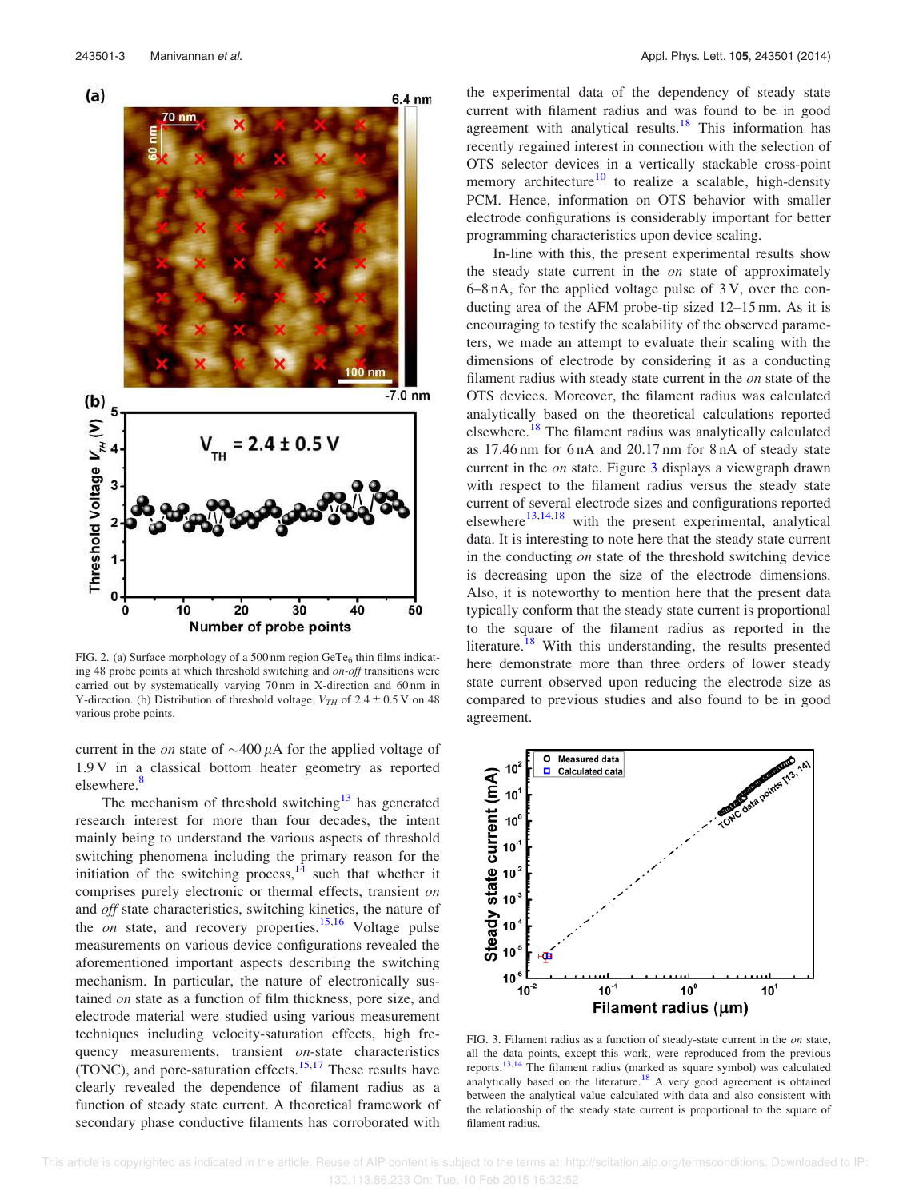FIG. 2. (a) Surface morphology of a 500 nm region $GeTe_6$ thin films indicating 48 probe points at which threshold switching and *on-off* transitions were carried out by systematically varying 70 nm in X-direction and 60 nm in Y-direction. (b) Distribution of threshold voltage, $V_{TH}$ of $2.4 \pm 0.5$ V on 48 various probe points.

current in the *on* state of ~400 $\mu$A for the applied voltage of 1.9 V in a classical bottom heater geometry as reported elsewhere.[8]

The mechanism of threshold switching[13] has generated research interest for more than four decades, the intent mainly being to understand the various aspects of threshold switching phenomena including the primary reason for the initiation of the switching process,[14] such that whether it comprises purely electronic or thermal effects, transient *on* and *off* state characteristics, switching kinetics, the nature of the *on* state, and recovery properties.[15,16] Voltage pulse measurements on various device configurations revealed the aforementioned important aspects describing the switching mechanism. In particular, the nature of electronically sustained *on* state as a function of film thickness, pore size, and electrode material were studied using various measurement techniques including velocity-saturation effects, high frequency measurements, transient *on*-state characteristics (TONC), and pore-saturation effects.[15,17] These results have clearly revealed the dependence of filament radius as a function of steady state current. A theoretical framework of secondary phase conductive filaments has corroborated with the experimental data of the dependency of steady state current with filament radius and was found to be in good agreement with analytical results.[18] This information has recently regained interest in connection with the selection of OTS selector devices in a vertically stackable cross-point memory architecture[10] to realize a scalable, high-density PCM. Hence, information on OTS behavior with smaller electrode configurations is considerably important for better programming characteristics upon device scaling.

In-line with this, the present experimental results show the steady state current in the *on* state of approximately 6–8 nA, for the applied voltage pulse of 3 V, over the conducting area of the AFM probe-tip sized 12–15 nm. As it is encouraging to testify the scalability of the observed parameters, we made an attempt to evaluate their scaling with the dimensions of electrode by considering it as a conducting filament radius with steady state current in the *on* state of the OTS devices. Moreover, the filament radius was calculated analytically based on the theoretical calculations reported elsewhere.[18] The filament radius was analytically calculated as 17.46 nm for 6 nA and 20.17 nm for 8 nA of steady state current in the *on* state. Figure 3 displays a viewgraph drawn with respect to the filament radius versus the steady state current of several electrode sizes and configurations reported elsewhere[13,14,18] with the present experimental, analytical data. It is interesting to note here that the steady state current in the conducting *on* state of the threshold switching device is decreasing upon the size of the electrode dimensions. Also, it is noteworthy to mention here that the present data typically conform that the steady state current is proportional to the square of the filament radius as reported in the literature.[18] With this understanding, the results presented here demonstrate more than three orders of lower steady state current observed upon reducing the electrode size as compared to previous studies and also found to be in good agreement.

FIG. 3. Filament radius as a function of steady-state current in the *on* state, all the data points, except this work, were reproduced from the previous reports.[13,14] The filament radius (marked as square symbol) was calculated analytically based on the literature.[18] A very good agreement is obtained between the analytical value calculated with data and also consistent with the relationship of the steady state current is proportional to the square of filament radius.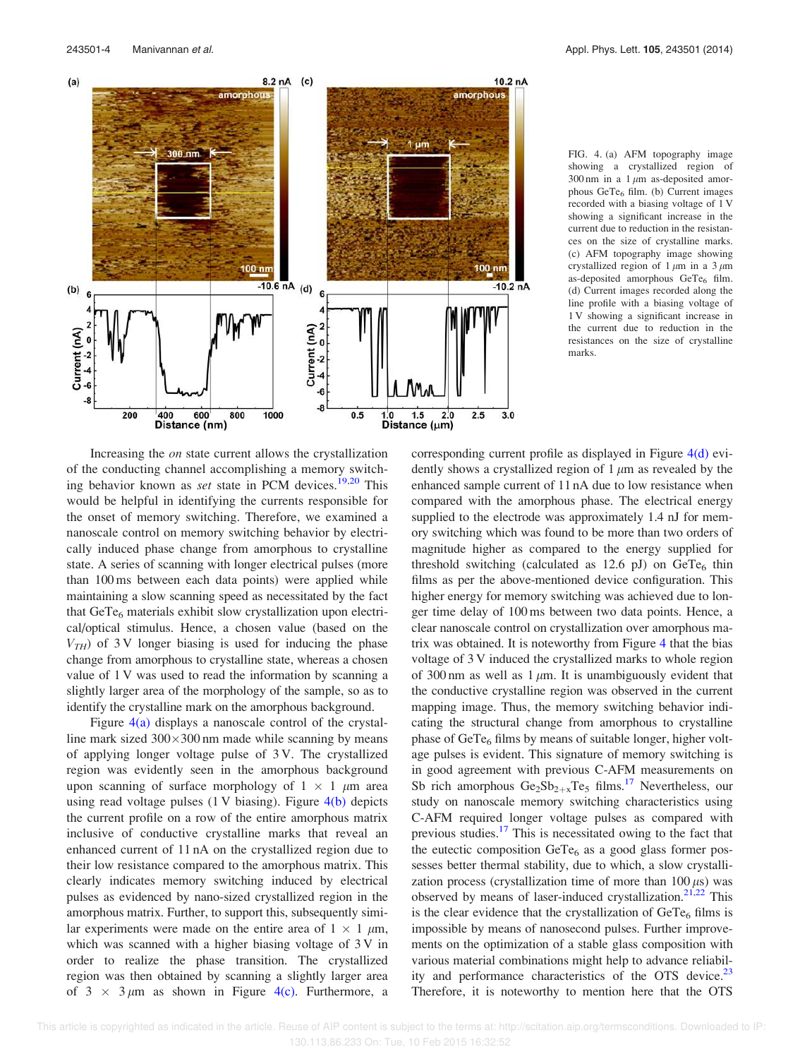FIG. 4. (a) AFM topography image showing a crystallized region of 300 nm in a 1 $\mu$m as-deposited amorphous $GeTe_6$ film. (b) Current images recorded with a biasing voltage of 1 V showing a significant increase in the current due to reduction in the resistances on the size of crystalline marks. (c) AFM topography image showing crystallized region of 1 $\mu$m in a 3 $\mu$m as-deposited amorphous $GeTe_6$ film. (d) Current images recorded along the line profile with a biasing voltage of 1 V showing a significant increase in the current due to reduction in the resistances on the size of crystalline marks.

Increasing the *on* state current allows the crystallization of the conducting channel accomplishing a memory switching behavior known as *set* state in PCM devices.[19,20] This would be helpful in identifying the currents responsible for the onset of memory switching. Therefore, we examined a nanoscale control on memory switching behavior by electrically induced phase change from amorphous to crystalline state. A series of scanning with longer electrical pulses (more than 100 ms between each data points) were applied while maintaining a slow scanning speed as necessitated by the fact that $GeTe_6$ materials exhibit slow crystallization upon electrical/optical stimulus. Hence, a chosen value (based on the $V_{TH}$) of 3 V longer biasing is used for inducing the phase change from amorphous to crystalline state, whereas a chosen value of 1 V was used to read the information by scanning a slightly larger area of the morphology of the sample, so as to identify the crystalline mark on the amorphous background.

Figure 4(a) displays a nanoscale control of the crystalline mark sized 300×300 nm made while scanning by means of applying longer voltage pulse of 3 V. The crystallized region was evidently seen in the amorphous background upon scanning of surface morphology of 1 × 1 $\mu$m area using read voltage pulses (1 V biasing). Figure 4(b) depicts the current profile on a row of the entire amorphous matrix inclusive of conductive crystalline marks that reveal an enhanced current of 11 nA on the crystallized region due to their low resistance compared to the amorphous matrix. This clearly indicates memory switching induced by electrical pulses as evidenced by nano-sized crystallized region in the amorphous matrix. Further, to support this, subsequently similar experiments were made on the entire area of 1 × 1 $\mu$m, which was scanned with a higher biasing voltage of 3 V in order to realize the phase transition. The crystallized region was then obtained by scanning a slightly larger area of 3 × 3 $\mu$m as shown in Figure 4(c). Furthermore, a corresponding current profile as displayed in Figure 4(d) evidently shows a crystallized region of 1 $\mu$m as revealed by the enhanced sample current of 11 nA due to low resistance when compared with the amorphous phase. The electrical energy supplied to the electrode was approximately 1.4 nJ for memory switching which was found to be more than two orders of magnitude higher as compared to the energy supplied for threshold switching (calculated as 12.6 pJ) on $GeTe_6$ thin films as per the above-mentioned device configuration. This higher energy for memory switching was achieved due to longer time delay of 100 ms between two data points. Hence, a clear nanoscale control on crystallization over amorphous matrix was obtained. It is noteworthy from Figure 4 that the bias voltage of 3 V induced the crystallized marks to whole region of 300 nm as well as 1 $\mu$m. It is unambiguously evident that the conductive crystalline region was observed in the current mapping image. Thus, the memory switching behavior indicating the structural change from amorphous to crystalline phase of $GeTe_6$ films by means of suitable longer, higher voltage pulses is evident. This signature of memory switching is in good agreement with previous C-AFM measurements on Sb rich amorphous $Ge_2Sb_{2+x}Te_5$ films.[17] Nevertheless, our study on nanoscale memory switching characteristics using C-AFM required longer voltage pulses as compared with previous studies.[17] This is necessitated owing to the fact that the eutectic composition $GeTe_6$ as a good glass former possesses better thermal stability, due to which, a slow crystallization process (crystallization time of more than 100 $\mu$s) was observed by means of laser-induced crystallization.[21,22] This is the clear evidence that the crystallization of $GeTe_6$ films is impossible by means of nanosecond pulses. Further improvements on the optimization of a stable glass composition with various material combinations might help to advance reliability and performance characteristics of the OTS device.[23] Therefore, it is noteworthy to mention here that the OTS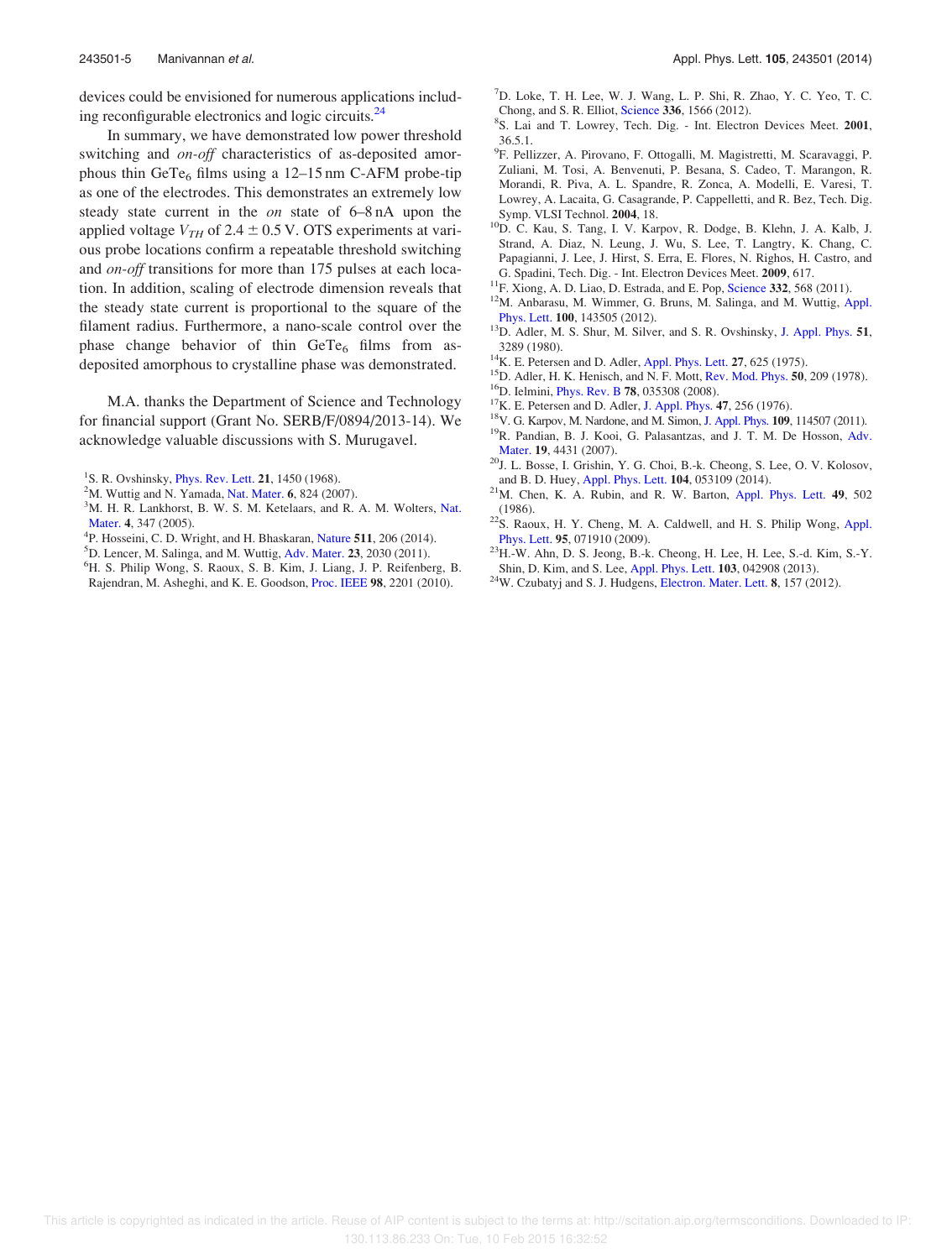devices could be envisioned for numerous applications including reconfigurable electronics and logic circuits.[24]

In summary, we have demonstrated low power threshold switching and *on-off* characteristics of as-deposited amorphous thin $GeTe_6$ films using a 12–15 nm C-AFM probe-tip as one of the electrodes. This demonstrates an extremely low steady state current in the *on* state of 6–8 nA upon the applied voltage $V_{TH}$ of 2.4 ± 0.5 V. OTS experiments at various probe locations confirm a repeatable threshold switching and *on-off* transitions for more than 175 pulses at each location. In addition, scaling of electrode dimension reveals that the steady state current is proportional to the square of the filament radius. Furthermore, a nano-scale control over the phase change behavior of thin $GeTe_6$ films from as-deposited amorphous to crystalline phase was demonstrated.

M.A. thanks the Department of Science and Technology for financial support (Grant No. SERB/F/0894/2013-14). We acknowledge valuable discussions with S. Murugavel.

[1] S. R. Ovshinsky, Phys. Rev. Lett. **21**, 1450 (1968).
[2] M. Wuttig and N. Yamada, Nat. Mater. **6**, 824 (2007).
[3] M. H. R. Lankhorst, B. W. S. M. Ketelaars, and R. A. M. Wolters, Nat. Mater. **4**, 347 (2005).
[4] P. Hosseini, C. D. Wright, and H. Bhaskaran, Nature **511**, 206 (2014).
[5] D. Lencer, M. Salinga, and M. Wuttig, Adv. Mater. **23**, 2030 (2011).
[6] H. S. Philip Wong, S. Raoux, S. B. Kim, J. Liang, J. P. Reifenberg, B. Rajendran, M. Asheghi, and K. E. Goodson, Proc. IEEE **98**, 2201 (2010).
[7] D. Loke, T. H. Lee, W. J. Wang, L. P. Shi, R. Zhao, Y. C. Yeo, T. C. Chong, and S. R. Elliot, Science **336**, 1566 (2012).
[8] S. Lai and T. Lowrey, Tech. Dig. - Int. Electron Devices Meet. **2001**, 36.5.1.
[9] F. Pellizzer, A. Pirovano, F. Ottogalli, M. Magistretti, M. Scaravaggi, P. Zuliani, M. Tosi, A. Benvenuti, P. Besana, S. Cadeo, T. Marangon, R. Morandi, R. Piva, A. L. Spandre, R. Zonca, A. Modelli, E. Varesi, T. Lowrey, A. Lacaita, G. Casagrande, P. Cappelletti, and R. Bez, Tech. Dig. Symp. VLSI Technol. **2004**, 18.
[10] D. C. Kau, S. Tang, I. V. Karpov, R. Dodge, B. Klehn, J. A. Kalb, J. Strand, A. Diaz, N. Leung, J. Wu, S. Lee, T. Langtry, K. Chang, C. Papagianni, J. Lee, J. Hirst, S. Erra, E. Flores, N. Righos, H. Castro, and G. Spadini, Tech. Dig. - Int. Electron Devices Meet. **2009**, 617.
[11] F. Xiong, A. D. Liao, D. Estrada, and E. Pop, Science **332**, 568 (2011).
[12] M. Anbarasu, M. Wimmer, G. Bruns, M. Salinga, and M. Wuttig, Appl. Phys. Lett. **100**, 143505 (2012).
[13] D. Adler, M. S. Shur, M. Silver, and S. R. Ovshinsky, J. Appl. Phys. **51**, 3289 (1980).
[14] K. E. Petersen and D. Adler, Appl. Phys. Lett. **27**, 625 (1975).
[15] D. Adler, H. K. Henisch, and N. F. Mott, Rev. Mod. Phys. **50**, 209 (1978).
[16] D. Ielmini, Phys. Rev. B **78**, 035308 (2008).
[17] K. E. Petersen and D. Adler, J. Appl. Phys. **47**, 256 (1976).
[18] V. G. Karpov, M. Nardone, and M. Simon, J. Appl. Phys. **109**, 114507 (2011).
[19] R. Pandian, B. J. Kooi, G. Palasantzas, and J. T. M. De Hosson, Adv. Mater. **19**, 4431 (2007).
[20] J. L. Bosse, I. Grishin, Y. G. Choi, B.-k. Cheong, S. Lee, O. V. Kolosov, and B. D. Huey, Appl. Phys. Lett. **104**, 053109 (2014).
[21] M. Chen, K. A. Rubin, and R. W. Barton, Appl. Phys. Lett. **49**, 502 (1986).
[22] S. Raoux, H. Y. Cheng, M. A. Caldwell, and H. S. Philip Wong, Appl. Phys. Lett. **95**, 071910 (2009).
[23] H.-W. Ahn, D. S. Jeong, B.-k. Cheong, H. Lee, H. Lee, S.-d. Kim, S.-Y. Shin, D. Kim, and S. Lee, Appl. Phys. Lett. **103**, 042908 (2013).
[24] W. Czubatyj and S. J. Hudgens, Electron. Mater. Lett. **8**, 157 (2012).